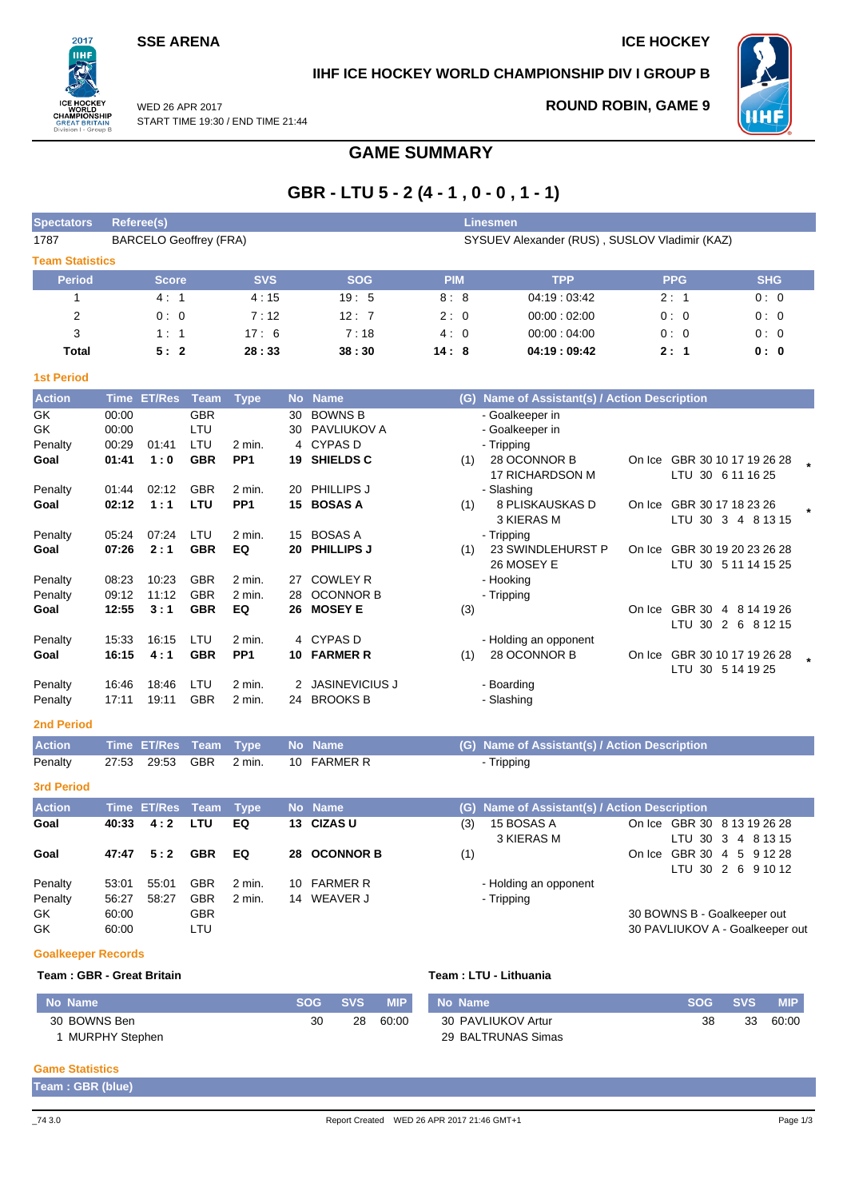SSE ARENA

ICE HOCKEY

## IIHF ICE HOCKEY WORLD CHAMPIONSHIP DIV I GROUP B

WED 26 APR 2017
START TIME 19:30 / END TIME 21:44

ROUND ROBIN, GAME 9

# GAME SUMMARY

## GBR - LTU 5 - 2 (4 - 1 , 0 - 0 , 1 - 1)

| Spectators | Referee(s) | Linesmen |
|---|---|---|
| 1787 | BARCELO Geoffrey (FRA) | SYSUEV Alexander (RUS) , SUSLOV Vladimir (KAZ) |

### Team Statistics

| Period | Score | SVS | SOG | PIM | TPP | PPG | SHG |
|---|---|---|---|---|---|---|---|
| 1 | 4 : 1 | 4 : 15 | 19 : 5 | 8 : 8 | 04:19 : 03:42 | 2 : 1 | 0 : 0 |
| 2 | 0 : 0 | 7 : 12 | 12 : 7 | 2 : 0 | 00:00 : 02:00 | 0 : 0 | 0 : 0 |
| 3 | 1 : 1 | 17 : 6 | 7 : 18 | 4 : 0 | 00:00 : 04:00 | 0 : 0 | 0 : 0 |
| **Total** | **5 : 2** | **28 : 33** | **38 : 30** | **14 : 8** | **04:19 : 09:42** | **2 : 1** | **0 : 0** |

### 1st Period

| Action | Time | ET/Res | Team | Type | No | Name | (G) | Name of Assistant(s) / Action Description | On Ice | |
|---|---|---|---|---|---|---|---|---|---|---|
| GK | 00:00 | | GBR | | 30 | BOWNS B | | - Goalkeeper in | | |
| GK | 00:00 | | LTU | | 30 | PAVLIUKOV A | | - Goalkeeper in | | |
| Penalty | 00:29 | 01:41 | LTU | 2 min. | 4 | CYPAS D | | - Tripping | | |
| **Goal** | **01:41** | **1 : 0** | **GBR** | **PP1** | **19** | **SHIELDS C** | (1) | 28 OCONNOR B<br>17 RICHARDSON M | On Ice GBR 30 10 17 19 26 28<br>LTU 30 6 11 16 25 | * |
| Penalty | 01:44 | 02:12 | GBR | 2 min. | 20 | PHILLIPS J | | - Slashing | | |
| **Goal** | **02:12** | **1 : 1** | **LTU** | **PP1** | **15** | **BOSAS A** | (1) | 8 PLISKAUSKAS D<br>3 KIERAS M | On Ice GBR 30 17 18 23 26<br>LTU 30 3 4 8 13 15 | * |
| Penalty | 05:24 | 07:24 | LTU | 2 min. | 15 | BOSAS A | | - Tripping | | |
| **Goal** | **07:26** | **2 : 1** | **GBR** | **EQ** | **20** | **PHILLIPS J** | (1) | 23 SWINDLEHURST P<br>26 MOSEY E | On Ice GBR 30 19 20 23 26 28<br>LTU 30 5 11 14 15 25 | |
| Penalty | 08:23 | 10:23 | GBR | 2 min. | 27 | COWLEY R | | - Hooking | | |
| Penalty | 09:12 | 11:12 | GBR | 2 min. | 28 | OCONNOR B | | - Tripping | | |
| **Goal** | **12:55** | **3 : 1** | **GBR** | **EQ** | **26** | **MOSEY E** | (3) | | On Ice GBR 30 4 8 14 19 26<br>LTU 30 2 6 8 12 15 | |
| Penalty | 15:33 | 16:15 | LTU | 2 min. | 4 | CYPAS D | | - Holding an opponent | | |
| **Goal** | **16:15** | **4 : 1** | **GBR** | **PP1** | **10** | **FARMER R** | (1) | 28 OCONNOR B | On Ice GBR 30 10 17 19 26 28<br>LTU 30 5 14 19 25 | * |
| Penalty | 16:46 | 18:46 | LTU | 2 min. | 2 | JASINEVICIUS J | | - Boarding | | |
| Penalty | 17:11 | 19:11 | GBR | 2 min. | 24 | BROOKS B | | - Slashing | | |

### 2nd Period

| Action | Time | ET/Res | Team | Type | No | Name | (G) | Name of Assistant(s) / Action Description |
|---|---|---|---|---|---|---|---|---|
| Penalty | 27:53 | 29:53 | GBR | 2 min. | 10 | FARMER R | | - Tripping |

### 3rd Period

| Action | Time | ET/Res | Team | Type | No | Name | (G) | Name of Assistant(s) / Action Description | On Ice |
|---|---|---|---|---|---|---|---|---|---|
| **Goal** | **40:33** | **4 : 2** | **LTU** | **EQ** | **13** | **CIZAS U** | (3) | 15 BOSAS A<br>3 KIERAS M | On Ice GBR 30 8 13 19 26 28<br>LTU 30 3 4 8 13 15 |
| **Goal** | **47:47** | **5 : 2** | **GBR** | **EQ** | **28** | **OCONNOR B** | (1) | | On Ice GBR 30 4 5 9 12 28<br>LTU 30 2 6 9 10 12 |
| Penalty | 53:01 | 55:01 | GBR | 2 min. | 10 | FARMER R | | - Holding an opponent | |
| Penalty | 56:27 | 58:27 | GBR | 2 min. | 14 | WEAVER J | | - Tripping | |
| GK | 60:00 | | GBR | | | | | | 30 BOWNS B - Goalkeeper out |
| GK | 60:00 | | LTU | | | | | | 30 PAVLIUKOV A - Goalkeeper out |

### Goalkeeper Records

**Team : GBR - Great Britain**

| No | Name | SOG | SVS | MIP |
|---|---|---|---|---|
| 30 | BOWNS Ben | 30 | 28 | 60:00 |
| 1 | MURPHY Stephen | | | |

**Team : LTU - Lithuania**

| No | Name | SOG | SVS | MIP |
|---|---|---|---|---|
| 30 | PAVLIUKOV Artur | 38 | 33 | 60:00 |
| 29 | BALTRUNAS Simas | | | |

### Game Statistics

**Team : GBR (blue)**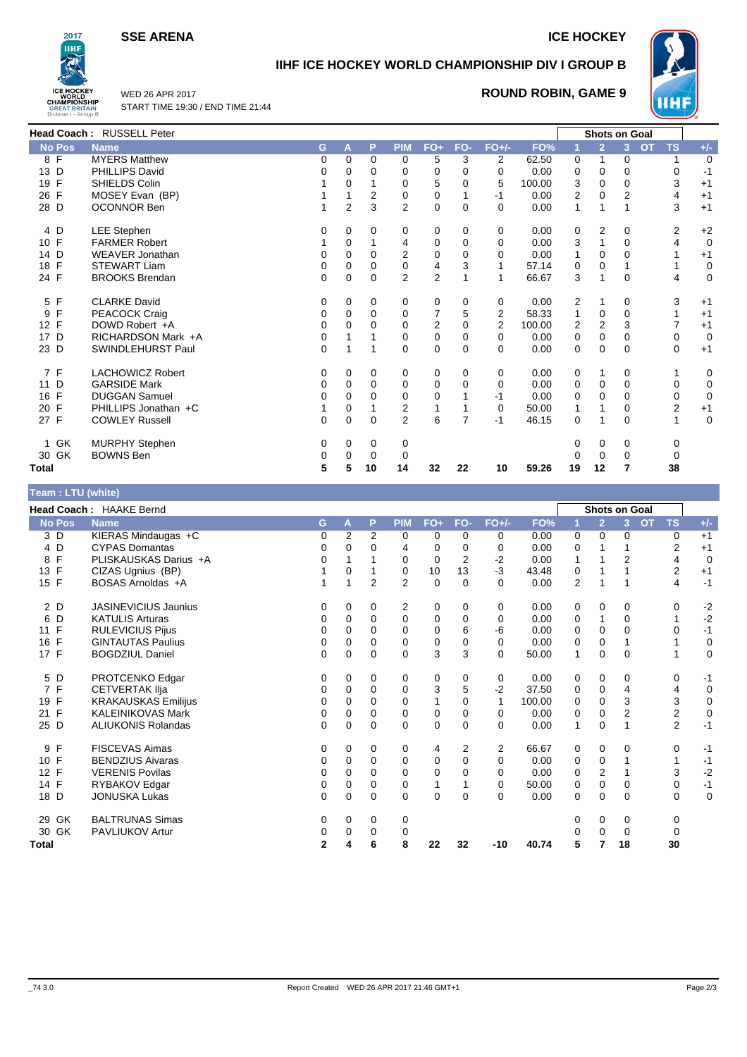# SSE ARENA

# ICE HOCKEY

## IIHF ICE HOCKEY WORLD CHAMPIONSHIP DIV I GROUP B

WED 26 APR 2017
START TIME 19:30 / END TIME 21:44

### ROUND ROBIN, GAME 9

**Head Coach : RUSSELL Peter**

| No | Pos | Name | G | A | P | PIM | FO+ | FO- | FO+/- | FO% | Shots on Goal 1 | 2 | 3 | OT | TS | +/- |
|---|---|---|---|---|---|---|---|---|---|---|---|---|---|---|---|---|
| 8 | F | MYERS Matthew | 0 | 0 | 0 | 0 | 5 | 3 | 2 | 62.50 | 0 | 1 | 0 | | 1 | 0 |
| 13 | D | PHILLIPS David | 0 | 0 | 0 | 0 | 0 | 0 | 0 | 0.00 | 0 | 0 | 0 | | 0 | -1 |
| 19 | F | SHIELDS Colin | 1 | 0 | 1 | 0 | 5 | 0 | 5 | 100.00 | 3 | 0 | 0 | | 3 | +1 |
| 26 | F | MOSEY Evan (BP) | 1 | 1 | 2 | 0 | 0 | 1 | -1 | 0.00 | 2 | 0 | 2 | | 4 | +1 |
| 28 | D | OCONNOR Ben | 1 | 2 | 3 | 2 | 0 | 0 | 0 | 0.00 | 1 | 1 | 1 | | 3 | +1 |
| 4 | D | LEE Stephen | 0 | 0 | 0 | 0 | 0 | 0 | 0 | 0.00 | 0 | 2 | 0 | | 2 | +2 |
| 10 | F | FARMER Robert | 1 | 0 | 1 | 4 | 0 | 0 | 0 | 0.00 | 3 | 1 | 0 | | 4 | 0 |
| 14 | D | WEAVER Jonathan | 0 | 0 | 0 | 2 | 0 | 0 | 0 | 0.00 | 1 | 0 | 0 | | 1 | +1 |
| 18 | F | STEWART Liam | 0 | 0 | 0 | 0 | 4 | 3 | 1 | 57.14 | 0 | 0 | 1 | | 1 | 0 |
| 24 | F | BROOKS Brendan | 0 | 0 | 0 | 2 | 2 | 1 | 1 | 66.67 | 3 | 1 | 0 | | 4 | 0 |
| 5 | F | CLARKE David | 0 | 0 | 0 | 0 | 0 | 0 | 0 | 0.00 | 2 | 1 | 0 | | 3 | +1 |
| 9 | F | PEACOCK Craig | 0 | 0 | 0 | 0 | 7 | 5 | 2 | 58.33 | 1 | 0 | 0 | | 1 | +1 |
| 12 | F | DOWD Robert +A | 0 | 0 | 0 | 0 | 2 | 0 | 2 | 100.00 | 2 | 2 | 3 | | 7 | +1 |
| 17 | D | RICHARDSON Mark +A | 0 | 1 | 1 | 0 | 0 | 0 | 0 | 0.00 | 0 | 0 | 0 | | 0 | 0 |
| 23 | D | SWINDLEHURST Paul | 0 | 1 | 1 | 0 | 0 | 0 | 0 | 0.00 | 0 | 0 | 0 | | 0 | +1 |
| 7 | F | LACHOWICZ Robert | 0 | 0 | 0 | 0 | 0 | 0 | 0 | 0.00 | 0 | 1 | 0 | | 1 | 0 |
| 11 | D | GARSIDE Mark | 0 | 0 | 0 | 0 | 0 | 0 | 0 | 0.00 | 0 | 0 | 0 | | 0 | 0 |
| 16 | F | DUGGAN Samuel | 0 | 0 | 0 | 0 | 0 | 1 | -1 | 0.00 | 0 | 0 | 0 | | 0 | 0 |
| 20 | F | PHILLIPS Jonathan +C | 1 | 0 | 1 | 2 | 1 | 1 | 0 | 50.00 | 1 | 1 | 0 | | 2 | +1 |
| 27 | F | COWLEY Russell | 0 | 0 | 0 | 2 | 6 | 7 | -1 | 46.15 | 0 | 1 | 0 | | 1 | 0 |
| 1 | GK | MURPHY Stephen | 0 | 0 | 0 | 0 | | | | | 0 | 0 | 0 | | 0 | |
| 30 | GK | BOWNS Ben | 0 | 0 | 0 | 0 | | | | | 0 | 0 | 0 | | 0 | |
| **Total** | | | **5** | **5** | **10** | **14** | **32** | **22** | **10** | **59.26** | **19** | **12** | **7** | | **38** | |

**Team : LTU (white)**

**Head Coach : HAAKE Bernd**

| No | Pos | Name | G | A | P | PIM | FO+ | FO- | FO+/- | FO% | Shots on Goal 1 | 2 | 3 | OT | TS | +/- |
|---|---|---|---|---|---|---|---|---|---|---|---|---|---|---|---|---|
| 3 | D | KIERAS Mindaugas +C | 0 | 2 | 2 | 0 | 0 | 0 | 0 | 0.00 | 0 | 0 | 0 | | 0 | +1 |
| 4 | D | CYPAS Domantas | 0 | 0 | 0 | 4 | 0 | 0 | 0 | 0.00 | 0 | 1 | 1 | | 2 | +1 |
| 8 | F | PLISKAUSKAS Darius +A | 0 | 1 | 1 | 0 | 0 | 2 | -2 | 0.00 | 1 | 1 | 2 | | 4 | 0 |
| 13 | F | CIZAS Ugnius (BP) | 1 | 0 | 1 | 0 | 10 | 13 | -3 | 43.48 | 0 | 1 | 1 | | 2 | +1 |
| 15 | F | BOSAS Arnoldas +A | 1 | 1 | 2 | 2 | 0 | 0 | 0 | 0.00 | 2 | 1 | 1 | | 4 | -1 |
| 2 | D | JASINEVICIUS Jaunius | 0 | 0 | 0 | 2 | 0 | 0 | 0 | 0.00 | 0 | 0 | 0 | | 0 | -2 |
| 6 | D | KATULIS Arturas | 0 | 0 | 0 | 0 | 0 | 0 | 0 | 0.00 | 0 | 1 | 0 | | 1 | -2 |
| 11 | F | RULEVICIUS Pijus | 0 | 0 | 0 | 0 | 0 | 6 | -6 | 0.00 | 0 | 0 | 0 | | 0 | -1 |
| 16 | F | GINTAUTAS Paulius | 0 | 0 | 0 | 0 | 0 | 0 | 0 | 0.00 | 0 | 0 | 1 | | 1 | 0 |
| 17 | F | BOGDZIUL Daniel | 0 | 0 | 0 | 0 | 3 | 3 | 0 | 50.00 | 1 | 0 | 0 | | 1 | 0 |
| 5 | D | PROTCENKO Edgar | 0 | 0 | 0 | 0 | 0 | 0 | 0 | 0.00 | 0 | 0 | 0 | | 0 | -1 |
| 7 | F | CETVERTAK Ilja | 0 | 0 | 0 | 0 | 3 | 5 | -2 | 37.50 | 0 | 0 | 4 | | 4 | 0 |
| 19 | F | KRAKAUSKAS Emilijus | 0 | 0 | 0 | 0 | 1 | 0 | 1 | 100.00 | 0 | 0 | 3 | | 3 | 0 |
| 21 | F | KALEINIKOVAS Mark | 0 | 0 | 0 | 0 | 0 | 0 | 0 | 0.00 | 0 | 0 | 2 | | 2 | 0 |
| 25 | D | ALIUKONIS Rolandas | 0 | 0 | 0 | 0 | 0 | 0 | 0 | 0.00 | 1 | 0 | 1 | | 2 | -1 |
| 9 | F | FISCEVAS Aimas | 0 | 0 | 0 | 0 | 4 | 2 | 2 | 66.67 | 0 | 0 | 0 | | 0 | -1 |
| 10 | F | BENDZIUS Aivaras | 0 | 0 | 0 | 0 | 0 | 0 | 0 | 0.00 | 0 | 0 | 1 | | 1 | -1 |
| 12 | F | VERENIS Povilas | 0 | 0 | 0 | 0 | 0 | 0 | 0 | 0.00 | 0 | 2 | 1 | | 3 | -2 |
| 14 | F | RYBAKOV Edgar | 0 | 0 | 0 | 0 | 1 | 1 | 0 | 50.00 | 0 | 0 | 0 | | 0 | -1 |
| 18 | D | JONUSKA Lukas | 0 | 0 | 0 | 0 | 0 | 0 | 0 | 0.00 | 0 | 0 | 0 | | 0 | 0 |
| 29 | GK | BALTRUNAS Simas | 0 | 0 | 0 | 0 | | | | | 0 | 0 | 0 | | 0 | |
| 30 | GK | PAVLIUKOV Artur | 0 | 0 | 0 | 0 | | | | | 0 | 0 | 0 | | 0 | |
| **Total** | | | **2** | **4** | **6** | **8** | **22** | **32** | **-10** | **40.74** | **5** | **7** | **18** | | **30** | |

_74 3.0 Report Created WED 26 APR 2017 21:46 GMT+1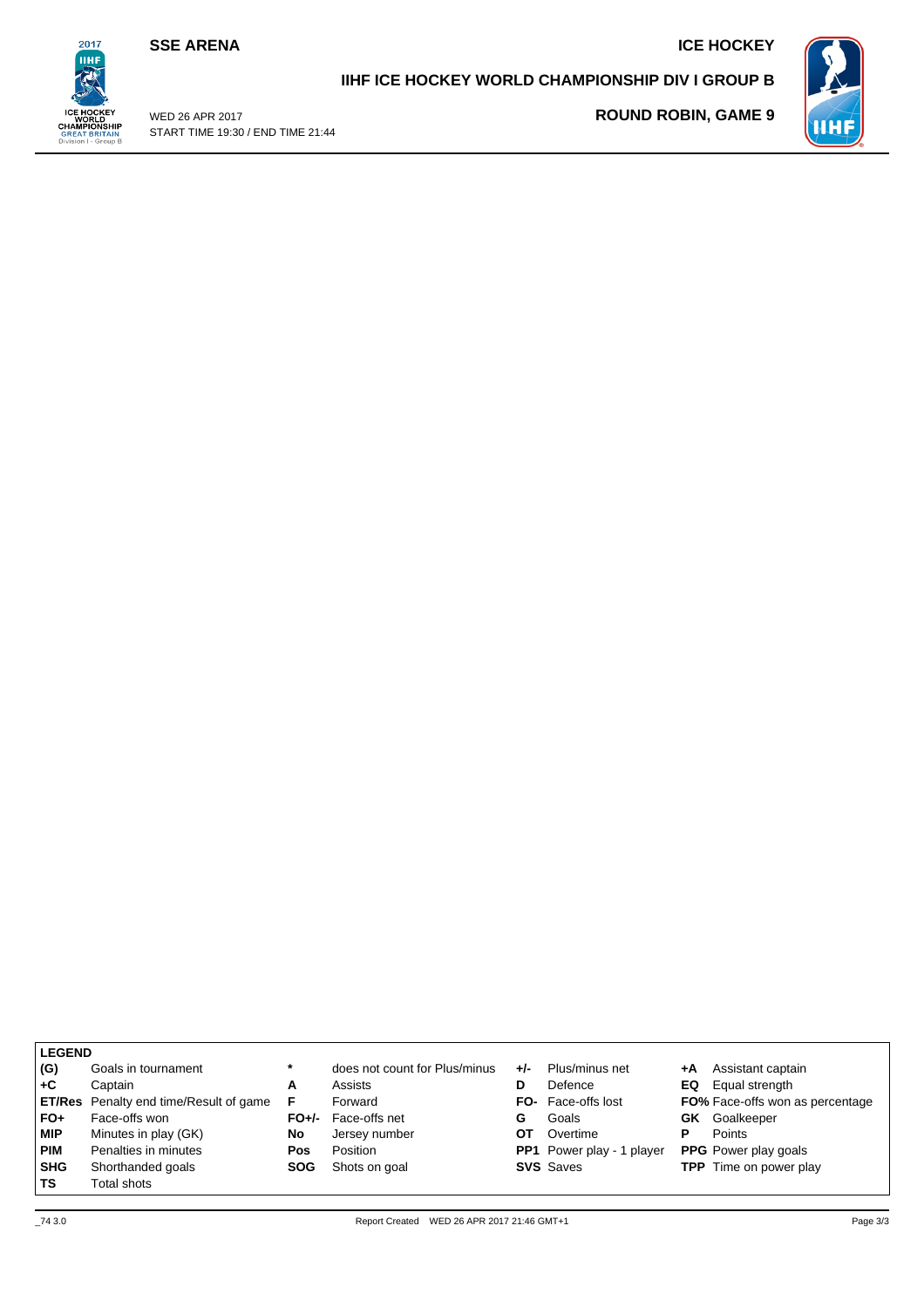SSE ARENA

ICE HOCKEY

## IIHF ICE HOCKEY WORLD CHAMPIONSHIP DIV I GROUP B

WED 26 APR 2017
START TIME 19:30 / END TIME 21:44

**ROUND ROBIN, GAME 9**

| LEGEND | | | | | | | |
|---|---|---|---|---|---|---|---|
| **(G)** Goals in tournament | | **\*** | does not count for Plus/minus | **+/-** | Plus/minus net | **+A** | Assistant captain |
| **+C** Captain | | **A** | Assists | **D** | Defence | **EQ** | Equal strength |
| **ET/Res** Penalty end time/Result of game | | **F** | Forward | **FO-** | Face-offs lost | **FO%** | Face-offs won as percentage |
| **FO+** Face-offs won | | **FO+/-** | Face-offs net | **G** | Goals | **GK** | Goalkeeper |
| **MIP** Minutes in play (GK) | | **No** | Jersey number | **OT** | Overtime | **P** | Points |
| **PIM** Penalties in minutes | | **Pos** | Position | **PP1** | Power play - 1 player | **PPG** | Power play goals |
| **SHG** Shorthanded goals | | **SOG** | Shots on goal | **SVS** | Saves | **TPP** | Time on power play |
| **TS** Total shots | | | | | | | |

_74 3.0 Report Created WED 26 APR 2017 21:46 GMT+1